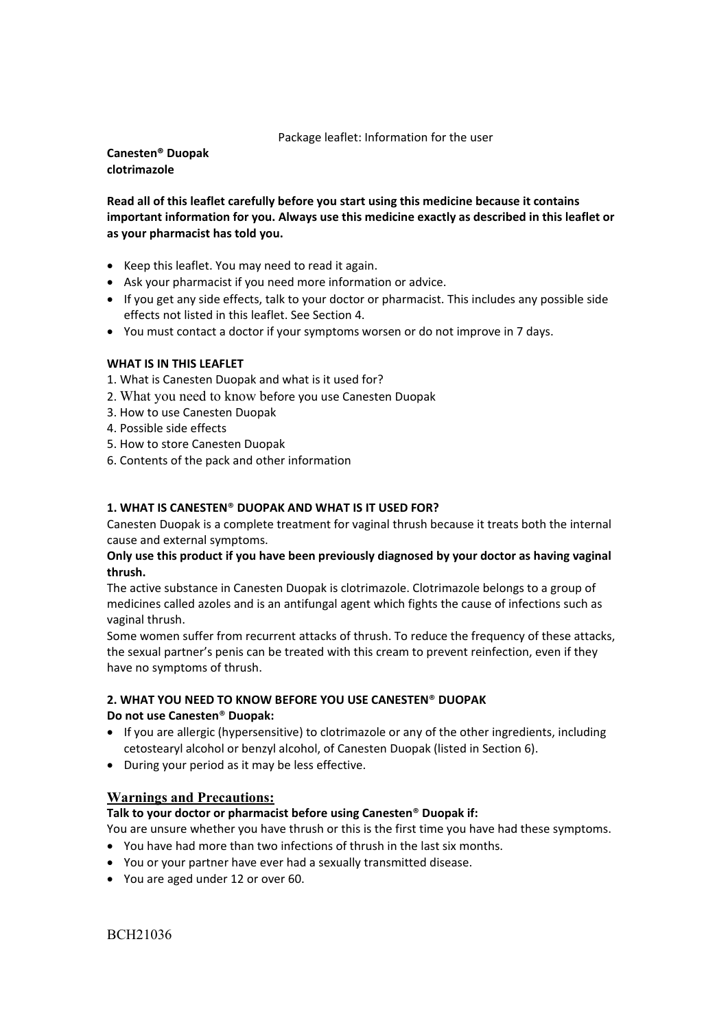Package leaflet: Information for the user

**Canesten® Duopak**
**clotrimazole**

**Read all of this leaflet carefully before you start using this medicine because it contains important information for you. Always use this medicine exactly as described in this leaflet or as your pharmacist has told you.**

- Keep this leaflet. You may need to read it again.
- Ask your pharmacist if you need more information or advice.
- If you get any side effects, talk to your doctor or pharmacist. This includes any possible side effects not listed in this leaflet. See Section 4.
- You must contact a doctor if your symptoms worsen or do not improve in 7 days.

**WHAT IS IN THIS LEAFLET**

1. What is Canesten Duopak and what is it used for?
2. What you need to know before you use Canesten Duopak
3. How to use Canesten Duopak
4. Possible side effects
5. How to store Canesten Duopak
6. Contents of the pack and other information

## 1. WHAT IS CANESTEN® DUOPAK AND WHAT IS IT USED FOR?

Canesten Duopak is a complete treatment for vaginal thrush because it treats both the internal cause and external symptoms.

**Only use this product if you have been previously diagnosed by your doctor as having vaginal thrush.**

The active substance in Canesten Duopak is clotrimazole. Clotrimazole belongs to a group of medicines called azoles and is an antifungal agent which fights the cause of infections such as vaginal thrush.

Some women suffer from recurrent attacks of thrush. To reduce the frequency of these attacks, the sexual partner's penis can be treated with this cream to prevent reinfection, even if they have no symptoms of thrush.

## 2. WHAT YOU NEED TO KNOW BEFORE YOU USE CANESTEN® DUOPAK

**Do not use Canesten® Duopak:**

- If you are allergic (hypersensitive) to clotrimazole or any of the other ingredients, including cetostearyl alcohol or benzyl alcohol, of Canesten Duopak (listed in Section 6).
- During your period as it may be less effective.

### Warnings and Precautions:

**Talk to your doctor or pharmacist before using Canesten® Duopak if:**

You are unsure whether you have thrush or this is the first time you have had these symptoms.

- You have had more than two infections of thrush in the last six months.
- You or your partner have ever had a sexually transmitted disease.
- You are aged under 12 or over 60.

BCH21036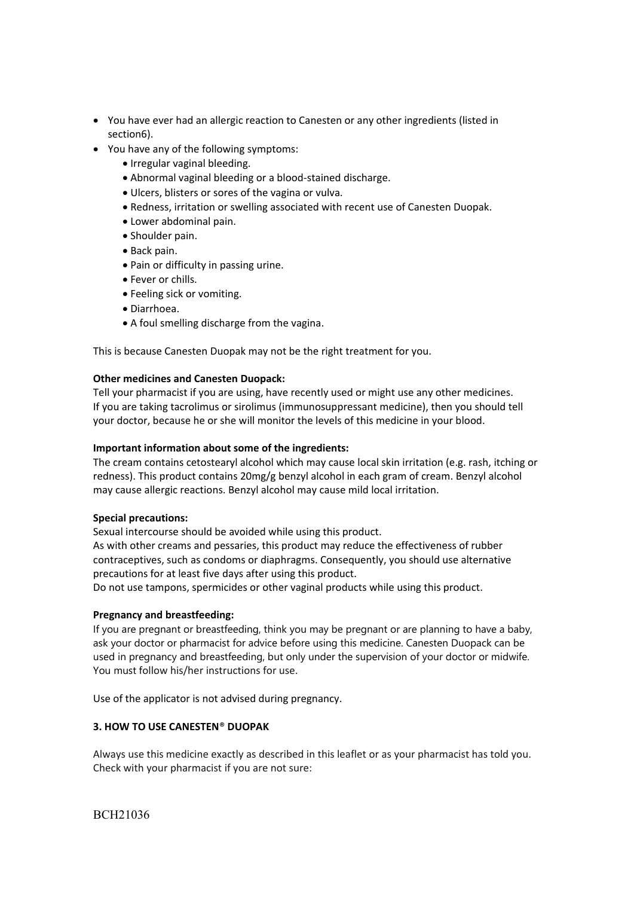- You have ever had an allergic reaction to Canesten or any other ingredients (listed in section6).
- You have any of the following symptoms:
  - Irregular vaginal bleeding.
  - Abnormal vaginal bleeding or a blood-stained discharge.
  - Ulcers, blisters or sores of the vagina or vulva.
  - Redness, irritation or swelling associated with recent use of Canesten Duopak.
  - Lower abdominal pain.
  - Shoulder pain.
  - Back pain.
  - Pain or difficulty in passing urine.
  - Fever or chills.
  - Feeling sick or vomiting.
  - Diarrhoea.
  - A foul smelling discharge from the vagina.

This is because Canesten Duopak may not be the right treatment for you.

**Other medicines and Canesten Duopack:**
Tell your pharmacist if you are using, have recently used or might use any other medicines.
If you are taking tacrolimus or sirolimus (immunosuppressant medicine), then you should tell your doctor, because he or she will monitor the levels of this medicine in your blood.

**Important information about some of the ingredients:**
The cream contains cetostearyl alcohol which may cause local skin irritation (e.g. rash, itching or redness). This product contains 20mg/g benzyl alcohol in each gram of cream. Benzyl alcohol may cause allergic reactions. Benzyl alcohol may cause mild local irritation.

**Special precautions:**
Sexual intercourse should be avoided while using this product.
As with other creams and pessaries, this product may reduce the effectiveness of rubber contraceptives, such as condoms or diaphragms. Consequently, you should use alternative precautions for at least five days after using this product.
Do not use tampons, spermicides or other vaginal products while using this product.

**Pregnancy and breastfeeding:**
If you are pregnant or breastfeeding, think you may be pregnant or are planning to have a baby, ask your doctor or pharmacist for advice before using this medicine. Canesten Duopack can be used in pregnancy and breastfeeding, but only under the supervision of your doctor or midwife. You must follow his/her instructions for use.

Use of the applicator is not advised during pregnancy.

## 3. HOW TO USE CANESTEN® DUOPAK

Always use this medicine exactly as described in this leaflet or as your pharmacist has told you. Check with your pharmacist if you are not sure:

BCH21036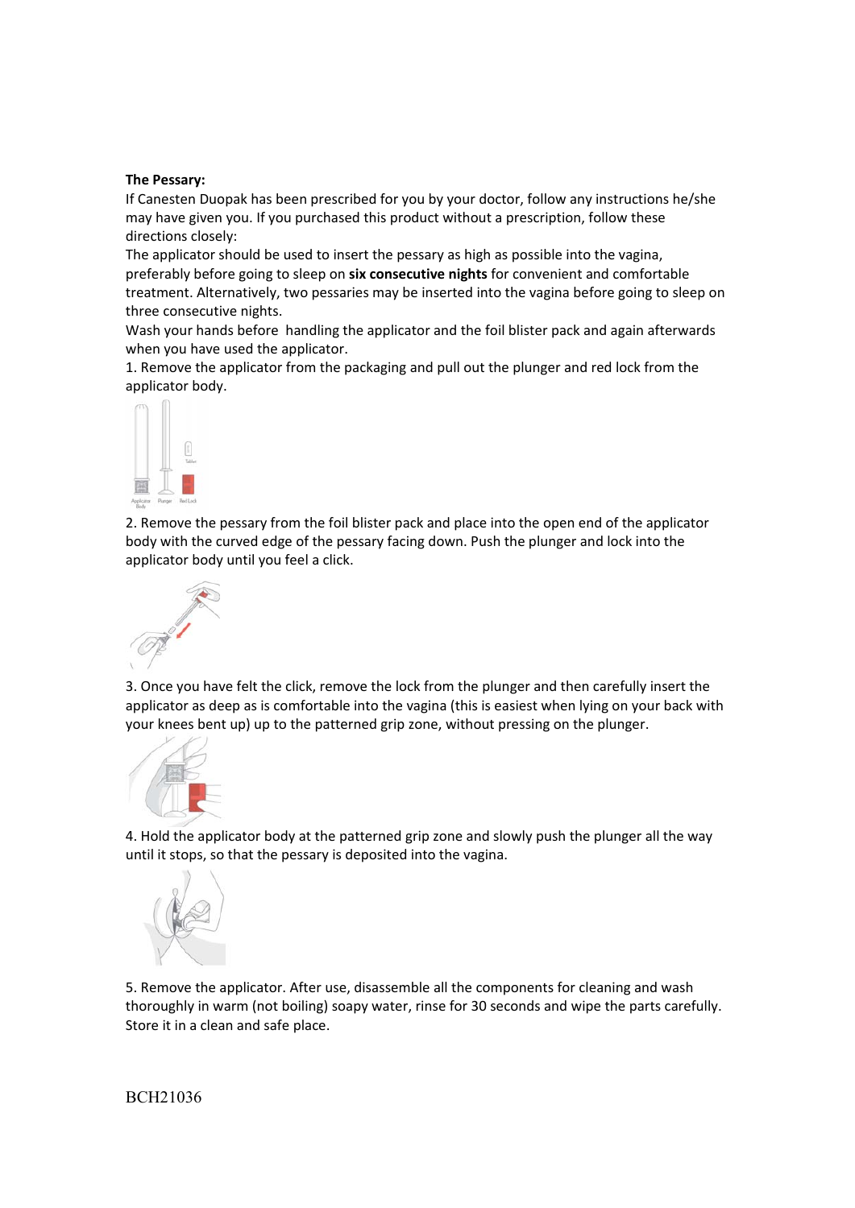**The Pessary:**

If Canesten Duopak has been prescribed for you by your doctor, follow any instructions he/she may have given you. If you purchased this product without a prescription, follow these directions closely:

The applicator should be used to insert the pessary as high as possible into the vagina, preferably before going to sleep on **six consecutive nights** for convenient and comfortable treatment. Alternatively, two pessaries may be inserted into the vagina before going to sleep on three consecutive nights.

Wash your hands before handling the applicator and the foil blister pack and again afterwards when you have used the applicator.

1. Remove the applicator from the packaging and pull out the plunger and red lock from the applicator body.

2. Remove the pessary from the foil blister pack and place into the open end of the applicator body with the curved edge of the pessary facing down. Push the plunger and lock into the applicator body until you feel a click.

3. Once you have felt the click, remove the lock from the plunger and then carefully insert the applicator as deep as is comfortable into the vagina (this is easiest when lying on your back with your knees bent up) up to the patterned grip zone, without pressing on the plunger.

4. Hold the applicator body at the patterned grip zone and slowly push the plunger all the way until it stops, so that the pessary is deposited into the vagina.

5. Remove the applicator. After use, disassemble all the components for cleaning and wash thoroughly in warm (not boiling) soapy water, rinse for 30 seconds and wipe the parts carefully. Store it in a clean and safe place.

BCH21036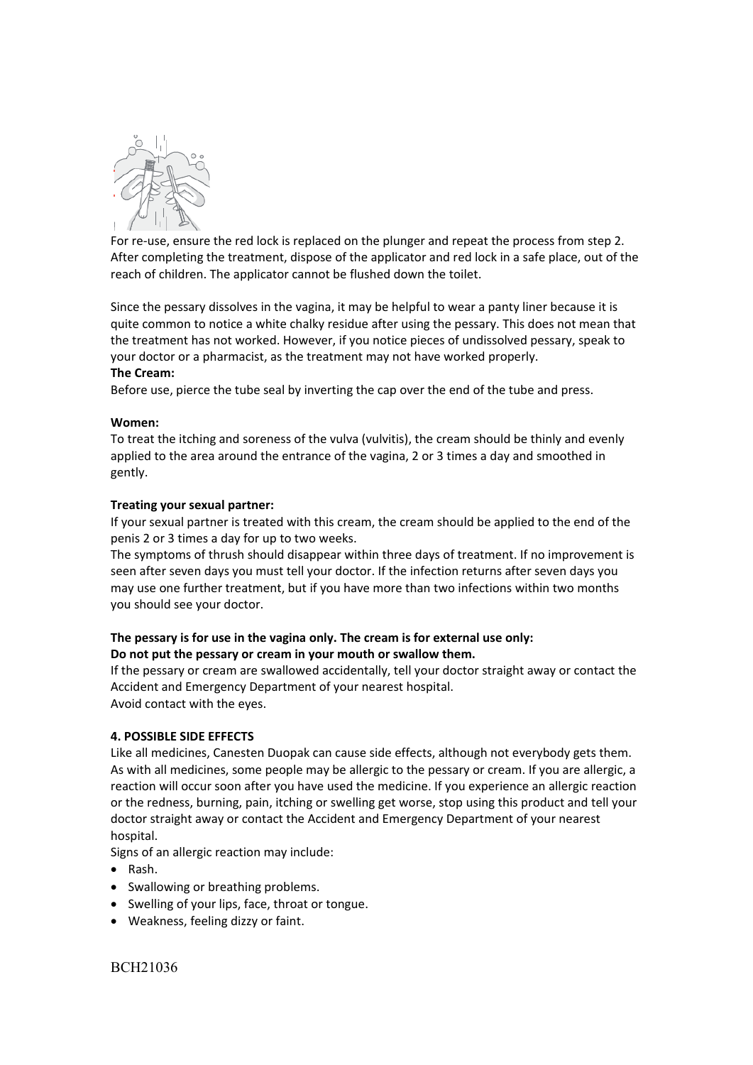For re-use, ensure the red lock is replaced on the plunger and repeat the process from step 2. After completing the treatment, dispose of the applicator and red lock in a safe place, out of the reach of children. The applicator cannot be flushed down the toilet.

Since the pessary dissolves in the vagina, it may be helpful to wear a panty liner because it is quite common to notice a white chalky residue after using the pessary. This does not mean that the treatment has not worked. However, if you notice pieces of undissolved pessary, speak to your doctor or a pharmacist, as the treatment may not have worked properly.

**The Cream:**

Before use, pierce the tube seal by inverting the cap over the end of the tube and press.

**Women:**

To treat the itching and soreness of the vulva (vulvitis), the cream should be thinly and evenly applied to the area around the entrance of the vagina, 2 or 3 times a day and smoothed in gently.

**Treating your sexual partner:**

If your sexual partner is treated with this cream, the cream should be applied to the end of the penis 2 or 3 times a day for up to two weeks.

The symptoms of thrush should disappear within three days of treatment. If no improvement is seen after seven days you must tell your doctor. If the infection returns after seven days you may use one further treatment, but if you have more than two infections within two months you should see your doctor.

**The pessary is for use in the vagina only. The cream is for external use only:**
**Do not put the pessary or cream in your mouth or swallow them.**

If the pessary or cream are swallowed accidentally, tell your doctor straight away or contact the Accident and Emergency Department of your nearest hospital.

Avoid contact with the eyes.

**4. POSSIBLE SIDE EFFECTS**

Like all medicines, Canesten Duopak can cause side effects, although not everybody gets them. As with all medicines, some people may be allergic to the pessary or cream. If you are allergic, a reaction will occur soon after you have used the medicine. If you experience an allergic reaction or the redness, burning, pain, itching or swelling get worse, stop using this product and tell your doctor straight away or contact the Accident and Emergency Department of your nearest hospital.

Signs of an allergic reaction may include:

- Rash.
- Swallowing or breathing problems.
- Swelling of your lips, face, throat or tongue.
- Weakness, feeling dizzy or faint.

BCH21036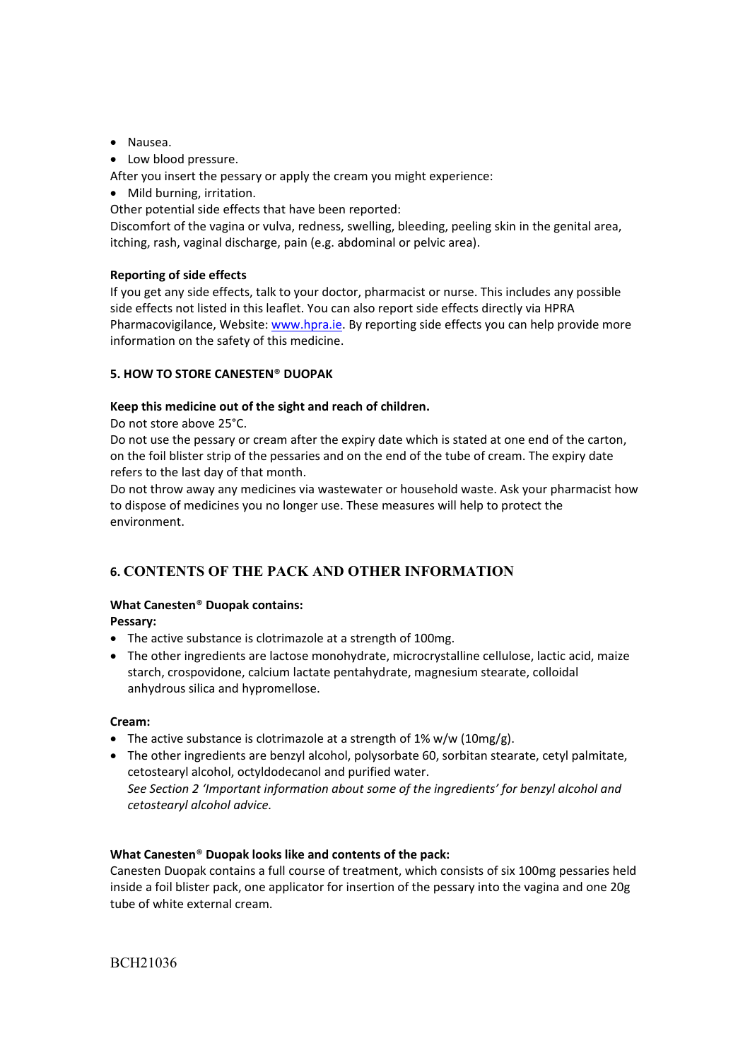- Nausea.
- Low blood pressure.

After you insert the pessary or apply the cream you might experience:

- Mild burning, irritation.

Other potential side effects that have been reported:
Discomfort of the vagina or vulva, redness, swelling, bleeding, peeling skin in the genital area, itching, rash, vaginal discharge, pain (e.g. abdominal or pelvic area).

**Reporting of side effects**
If you get any side effects, talk to your doctor, pharmacist or nurse. This includes any possible side effects not listed in this leaflet. You can also report side effects directly via HPRA Pharmacovigilance, Website: www.hpra.ie. By reporting side effects you can help provide more information on the safety of this medicine.

## 5. HOW TO STORE CANESTEN® DUOPAK

**Keep this medicine out of the sight and reach of children.**
Do not store above 25°C.
Do not use the pessary or cream after the expiry date which is stated at one end of the carton, on the foil blister strip of the pessaries and on the end of the tube of cream. The expiry date refers to the last day of that month.
Do not throw away any medicines via wastewater or household waste. Ask your pharmacist how to dispose of medicines you no longer use. These measures will help to protect the environment.

## 6. CONTENTS OF THE PACK AND OTHER INFORMATION

**What Canesten® Duopak contains:**
**Pessary:**

- The active substance is clotrimazole at a strength of 100mg.
- The other ingredients are lactose monohydrate, microcrystalline cellulose, lactic acid, maize starch, crospovidone, calcium lactate pentahydrate, magnesium stearate, colloidal anhydrous silica and hypromellose.

**Cream:**

- The active substance is clotrimazole at a strength of 1% w/w (10mg/g).
- The other ingredients are benzyl alcohol, polysorbate 60, sorbitan stearate, cetyl palmitate, cetostearyl alcohol, octyldodecanol and purified water.
  *See Section 2 'Important information about some of the ingredients' for benzyl alcohol and cetostearyl alcohol advice.*

**What Canesten® Duopak looks like and contents of the pack:**
Canesten Duopak contains a full course of treatment, which consists of six 100mg pessaries held inside a foil blister pack, one applicator for insertion of the pessary into the vagina and one 20g tube of white external cream.

BCH21036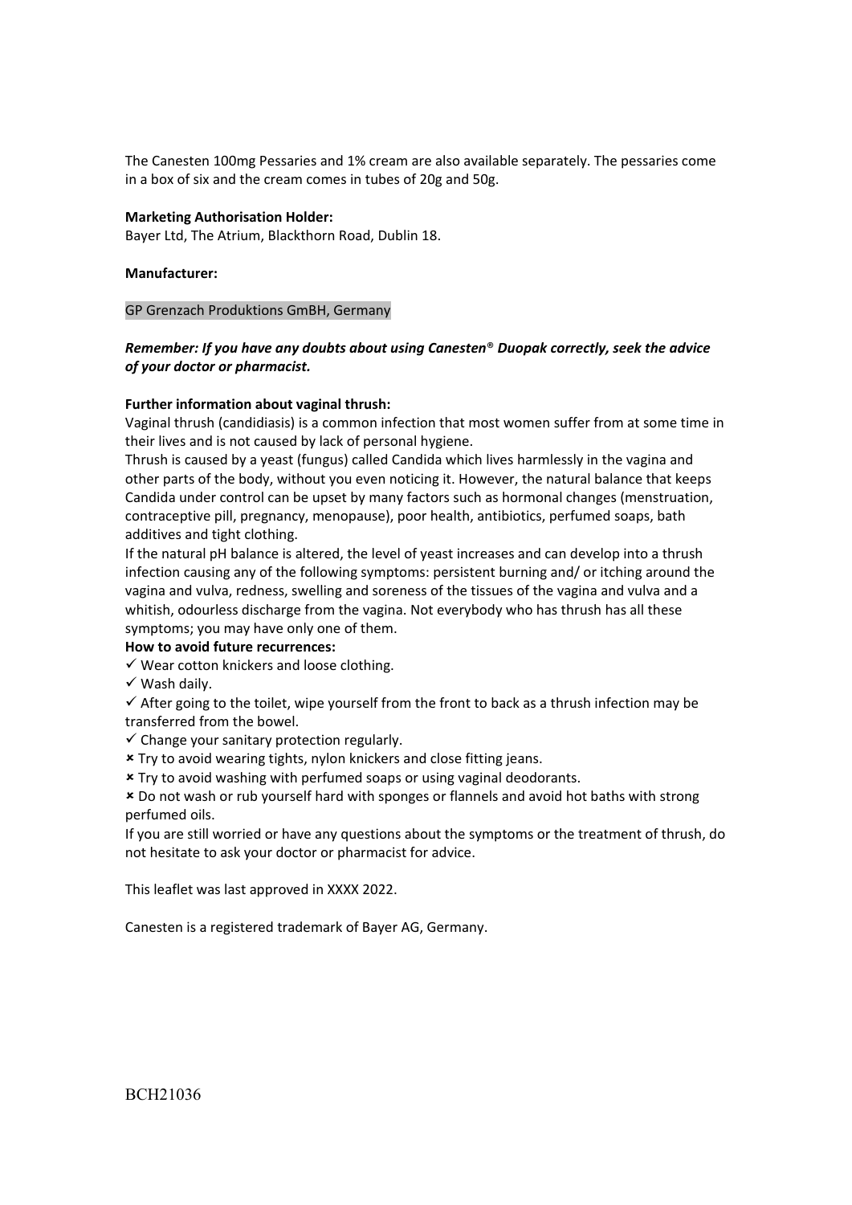The Canesten 100mg Pessaries and 1% cream are also available separately. The pessaries come in a box of six and the cream comes in tubes of 20g and 50g.

**Marketing Authorisation Holder:**
Bayer Ltd, The Atrium, Blackthorn Road, Dublin 18.

**Manufacturer:**

GP Grenzach Produktions GmBH, Germany

***Remember: If you have any doubts about using Canesten® Duopak correctly, seek the advice of your doctor or pharmacist.***

**Further information about vaginal thrush:**
Vaginal thrush (candidiasis) is a common infection that most women suffer from at some time in their lives and is not caused by lack of personal hygiene.
Thrush is caused by a yeast (fungus) called Candida which lives harmlessly in the vagina and other parts of the body, without you even noticing it. However, the natural balance that keeps Candida under control can be upset by many factors such as hormonal changes (menstruation, contraceptive pill, pregnancy, menopause), poor health, antibiotics, perfumed soaps, bath additives and tight clothing.
If the natural pH balance is altered, the level of yeast increases and can develop into a thrush infection causing any of the following symptoms: persistent burning and/ or itching around the vagina and vulva, redness, swelling and soreness of the tissues of the vagina and vulva and a whitish, odourless discharge from the vagina. Not everybody who has thrush has all these symptoms; you may have only one of them.

**How to avoid future recurrences:**

- ✓ Wear cotton knickers and loose clothing.
- ✓ Wash daily.
- ✓ After going to the toilet, wipe yourself from the front to back as a thrush infection may be transferred from the bowel.
- ✓ Change your sanitary protection regularly.
- ✗ Try to avoid wearing tights, nylon knickers and close fitting jeans.
- ✗ Try to avoid washing with perfumed soaps or using vaginal deodorants.
- ✗ Do not wash or rub yourself hard with sponges or flannels and avoid hot baths with strong perfumed oils.

If you are still worried or have any questions about the symptoms or the treatment of thrush, do not hesitate to ask your doctor or pharmacist for advice.

This leaflet was last approved in XXXX 2022.

Canesten is a registered trademark of Bayer AG, Germany.

BCH21036